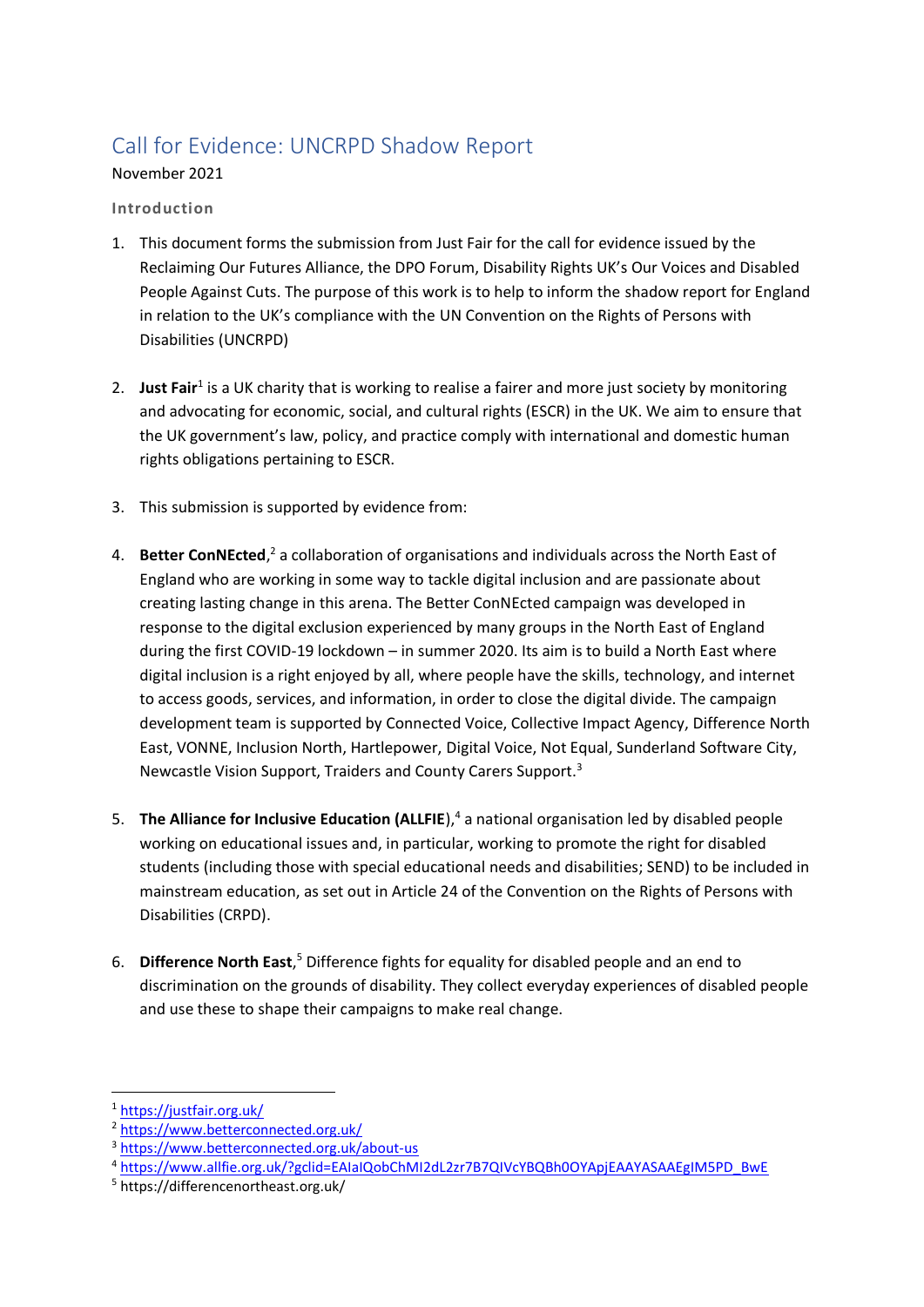# Call for Evidence: UNCRPD Shadow Report

November 2021

### Introduction

1. This document forms the submission from Just Fair for the call for evidence issued by the Reclaiming Our Futures Alliance, the DPO Forum, Disability Rights UK's Our Voices and Disabled People Against Cuts. The purpose of this work is to help to inform the shadow report for England in relation to the UK's compliance with the UN Convention on the Rights of Persons with Disabilities (UNCRPD)

2. **Just Fair**[1] is a UK charity that is working to realise a fairer and more just society by monitoring and advocating for economic, social, and cultural rights (ESCR) in the UK. We aim to ensure that the UK government's law, policy, and practice comply with international and domestic human rights obligations pertaining to ESCR.

3. This submission is supported by evidence from:

4. **Better ConNEcted**,[2] a collaboration of organisations and individuals across the North East of England who are working in some way to tackle digital inclusion and are passionate about creating lasting change in this arena. The Better ConNEcted campaign was developed in response to the digital exclusion experienced by many groups in the North East of England during the first COVID-19 lockdown – in summer 2020. Its aim is to build a North East where digital inclusion is a right enjoyed by all, where people have the skills, technology, and internet to access goods, services, and information, in order to close the digital divide. The campaign development team is supported by Connected Voice, Collective Impact Agency, Difference North East, VONNE, Inclusion North, Hartlepower, Digital Voice, Not Equal, Sunderland Software City, Newcastle Vision Support, Traiders and County Carers Support.[3]

5. **The Alliance for Inclusive Education (ALLFIE**),[4] a national organisation led by disabled people working on educational issues and, in particular, working to promote the right for disabled students (including those with special educational needs and disabilities; SEND) to be included in mainstream education, as set out in Article 24 of the Convention on the Rights of Persons with Disabilities (CRPD).

6. **Difference North East**,[5] Difference fights for equality for disabled people and an end to discrimination on the grounds of disability. They collect everyday experiences of disabled people and use these to shape their campaigns to make real change.

---

[1] https://justfair.org.uk/

[2] https://www.betterconnected.org.uk/

[3] https://www.betterconnected.org.uk/about-us

[4] https://www.allfie.org.uk/?gclid=EAIaIQobChMI2dL2zr7B7QIVcYBQBh0OYApjEAAYASAAEgIM5PD_BwE

[5] https://differencenortheast.org.uk/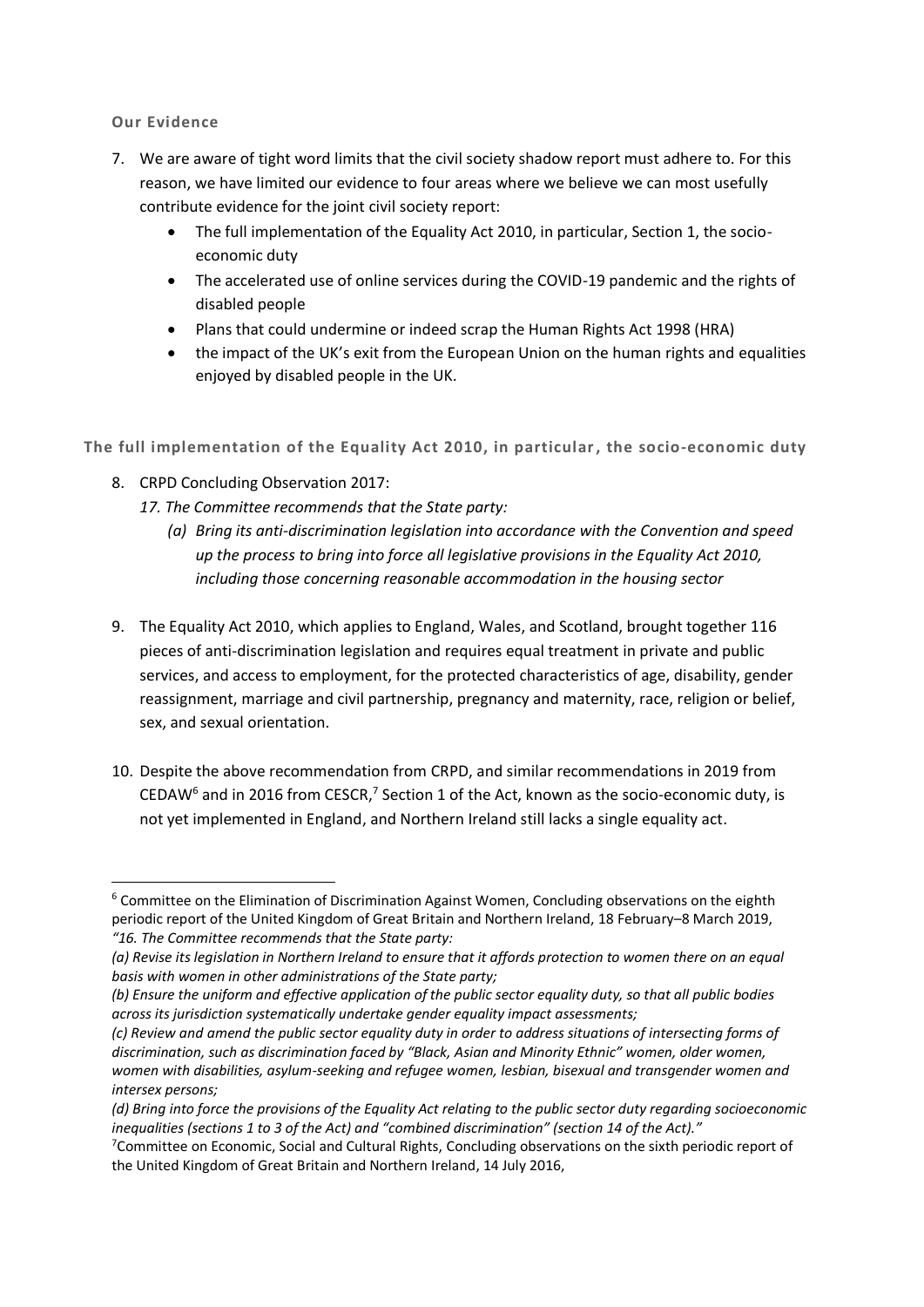### Our Evidence

7. We are aware of tight word limits that the civil society shadow report must adhere to. For this reason, we have limited our evidence to four areas where we believe we can most usefully contribute evidence for the joint civil society report:
   - The full implementation of the Equality Act 2010, in particular, Section 1, the socio-economic duty
   - The accelerated use of online services during the COVID-19 pandemic and the rights of disabled people
   - Plans that could undermine or indeed scrap the Human Rights Act 1998 (HRA)
   - the impact of the UK's exit from the European Union on the human rights and equalities enjoyed by disabled people in the UK.

## The full implementation of the Equality Act 2010, in particular, the socio-economic duty

8. CRPD Concluding Observation 2017:
   *17. The Committee recommends that the State party:*
   *(a) Bring its anti-discrimination legislation into accordance with the Convention and speed up the process to bring into force all legislative provisions in the Equality Act 2010, including those concerning reasonable accommodation in the housing sector*

9. The Equality Act 2010, which applies to England, Wales, and Scotland, brought together 116 pieces of anti-discrimination legislation and requires equal treatment in private and public services, and access to employment, for the protected characteristics of age, disability, gender reassignment, marriage and civil partnership, pregnancy and maternity, race, religion or belief, sex, and sexual orientation.

10. Despite the above recommendation from CRPD, and similar recommendations in 2019 from CEDAW[6] and in 2016 from CESCR,[7] Section 1 of the Act, known as the socio-economic duty, is not yet implemented in England, and Northern Ireland still lacks a single equality act.

---

[6] Committee on the Elimination of Discrimination Against Women, Concluding observations on the eighth periodic report of the United Kingdom of Great Britain and Northern Ireland, 18 February–8 March 2019, *"16. The Committee recommends that the State party:*
*(a) Revise its legislation in Northern Ireland to ensure that it affords protection to women there on an equal basis with women in other administrations of the State party;*
*(b) Ensure the uniform and effective application of the public sector equality duty, so that all public bodies across its jurisdiction systematically undertake gender equality impact assessments;*
*(c) Review and amend the public sector equality duty in order to address situations of intersecting forms of discrimination, such as discrimination faced by "Black, Asian and Minority Ethnic" women, older women, women with disabilities, asylum-seeking and refugee women, lesbian, bisexual and transgender women and intersex persons;*
*(d) Bring into force the provisions of the Equality Act relating to the public sector duty regarding socioeconomic inequalities (sections 1 to 3 of the Act) and "combined discrimination" (section 14 of the Act)."*

[7] Committee on Economic, Social and Cultural Rights, Concluding observations on the sixth periodic report of the United Kingdom of Great Britain and Northern Ireland, 14 July 2016,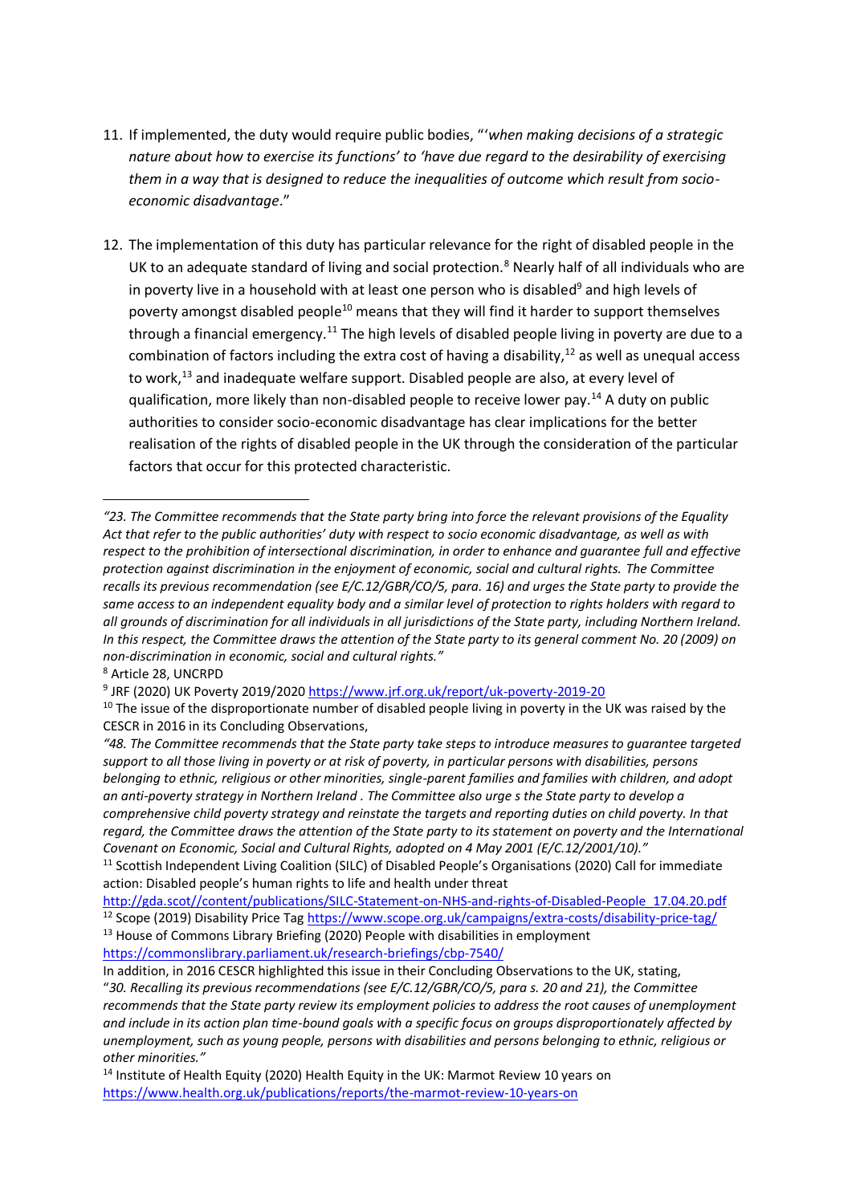11. If implemented, the duty would require public bodies, "'*when making decisions of a strategic nature about how to exercise its functions' to 'have due regard to the desirability of exercising them in a way that is designed to reduce the inequalities of outcome which result from socio-economic disadvantage*."

12. The implementation of this duty has particular relevance for the right of disabled people in the UK to an adequate standard of living and social protection.[8] Nearly half of all individuals who are in poverty live in a household with at least one person who is disabled[9] and high levels of poverty amongst disabled people[10] means that they will find it harder to support themselves through a financial emergency.[11] The high levels of disabled people living in poverty are due to a combination of factors including the extra cost of having a disability,[12] as well as unequal access to work,[13] and inadequate welfare support. Disabled people are also, at every level of qualification, more likely than non-disabled people to receive lower pay.[14] A duty on public authorities to consider socio-economic disadvantage has clear implications for the better realisation of the rights of disabled people in the UK through the consideration of the particular factors that occur for this protected characteristic.

---

*"23. The Committee recommends that the State party bring into force the relevant provisions of the Equality Act that refer to the public authorities' duty with respect to socio economic disadvantage, as well as with respect to the prohibition of intersectional discrimination, in order to enhance and guarantee full and effective protection against discrimination in the enjoyment of economic, social and cultural rights. The Committee recalls its previous recommendation (see E/C.12/GBR/CO/5, para. 16) and urges the State party to provide the same access to an independent equality body and a similar level of protection to rights holders with regard to all grounds of discrimination for all individuals in all jurisdictions of the State party, including Northern Ireland. In this respect, the Committee draws the attention of the State party to its general comment No. 20 (2009) on non-discrimination in economic, social and cultural rights."*

[8] Article 28, UNCRPD

[9] JRF (2020) UK Poverty 2019/2020 https://www.jrf.org.uk/report/uk-poverty-2019-20

[10] The issue of the disproportionate number of disabled people living in poverty in the UK was raised by the CESCR in 2016 in its Concluding Observations,

*"48. The Committee recommends that the State party take steps to introduce measures to guarantee targeted support to all those living in poverty or at risk of poverty, in particular persons with disabilities, persons belonging to ethnic, religious or other minorities, single-parent families and families with children, and adopt an anti-poverty strategy in Northern Ireland . The Committee also urge s the State party to develop a comprehensive child poverty strategy and reinstate the targets and reporting duties on child poverty. In that regard, the Committee draws the attention of the State party to its statement on poverty and the International Covenant on Economic, Social and Cultural Rights, adopted on 4 May 2001 (E/C.12/2001/10)."*

[11] Scottish Independent Living Coalition (SILC) of Disabled People's Organisations (2020) Call for immediate action: Disabled people's human rights to life and health under threat http://gda.scot//content/publications/SILC-Statement-on-NHS-and-rights-of-Disabled-People_17.04.20.pdf

[12] Scope (2019) Disability Price Tag https://www.scope.org.uk/campaigns/extra-costs/disability-price-tag/

[13] House of Commons Library Briefing (2020) People with disabilities in employment https://commonslibrary.parliament.uk/research-briefings/cbp-7540/

In addition, in 2016 CESCR highlighted this issue in their Concluding Observations to the UK, stating, "*30. Recalling its previous recommendations (see E/C.12/GBR/CO/5, para s. 20 and 21), the Committee recommends that the State party review its employment policies to address the root causes of unemployment and include in its action plan time-bound goals with a specific focus on groups disproportionately affected by unemployment, such as young people, persons with disabilities and persons belonging to ethnic, religious or other minorities."*

[14] Institute of Health Equity (2020) Health Equity in the UK: Marmot Review 10 years on https://www.health.org.uk/publications/reports/the-marmot-review-10-years-on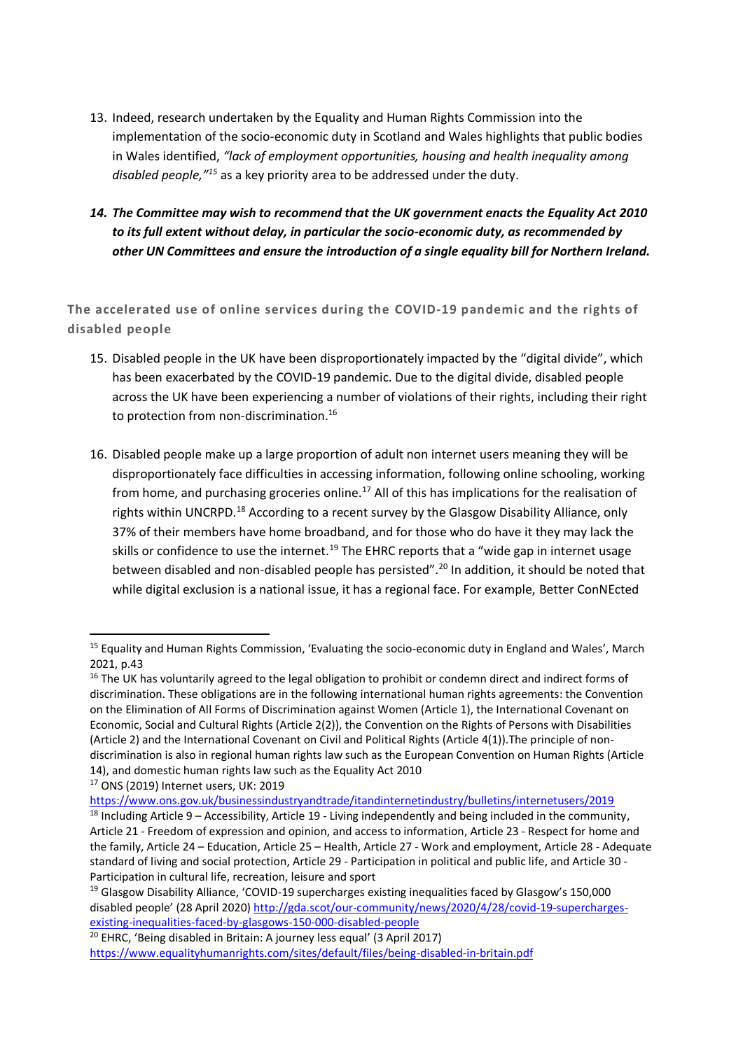13. Indeed, research undertaken by the Equality and Human Rights Commission into the implementation of the socio-economic duty in Scotland and Wales highlights that public bodies in Wales identified, *"lack of employment opportunities, housing and health inequality among disabled people,"*[15] as a key priority area to be addressed under the duty.

14. ***The Committee may wish to recommend that the UK government enacts the Equality Act 2010 to its full extent without delay, in particular the socio-economic duty, as recommended by other UN Committees and ensure the introduction of a single equality bill for Northern Ireland.***

### The accelerated use of online services during the COVID-19 pandemic and the rights of disabled people

15. Disabled people in the UK have been disproportionately impacted by the "digital divide", which has been exacerbated by the COVID-19 pandemic. Due to the digital divide, disabled people across the UK have been experiencing a number of violations of their rights, including their right to protection from non-discrimination.[16]

16. Disabled people make up a large proportion of adult non internet users meaning they will be disproportionately face difficulties in accessing information, following online schooling, working from home, and purchasing groceries online.[17] All of this has implications for the realisation of rights within UNCRPD.[18] According to a recent survey by the Glasgow Disability Alliance, only 37% of their members have home broadband, and for those who do have it they may lack the skills or confidence to use the internet.[19] The EHRC reports that a "wide gap in internet usage between disabled and non-disabled people has persisted".[20] In addition, it should be noted that while digital exclusion is a national issue, it has a regional face. For example, Better ConNEcted

---

[15] Equality and Human Rights Commission, 'Evaluating the socio-economic duty in England and Wales', March 2021, p.43

[16] The UK has voluntarily agreed to the legal obligation to prohibit or condemn direct and indirect forms of discrimination. These obligations are in the following international human rights agreements: the Convention on the Elimination of All Forms of Discrimination against Women (Article 1), the International Covenant on Economic, Social and Cultural Rights (Article 2(2)), the Convention on the Rights of Persons with Disabilities (Article 2) and the International Covenant on Civil and Political Rights (Article 4(1)).The principle of non-discrimination is also in regional human rights law such as the European Convention on Human Rights (Article 14), and domestic human rights law such as the Equality Act 2010

[17] ONS (2019) Internet users, UK: 2019 https://www.ons.gov.uk/businessindustryandtrade/itandinternetindustry/bulletins/internetusers/2019

[18] Including Article 9 – Accessibility, Article 19 - Living independently and being included in the community, Article 21 - Freedom of expression and opinion, and access to information, Article 23 - Respect for home and the family, Article 24 – Education, Article 25 – Health, Article 27 - Work and employment, Article 28 - Adequate standard of living and social protection, Article 29 - Participation in political and public life, and Article 30 - Participation in cultural life, recreation, leisure and sport

[19] Glasgow Disability Alliance, 'COVID-19 supercharges existing inequalities faced by Glasgow's 150,000 disabled people' (28 April 2020) http://gda.scot/our-community/news/2020/4/28/covid-19-supercharges-existing-inequalities-faced-by-glasgows-150-000-disabled-people

[20] EHRC, 'Being disabled in Britain: A journey less equal' (3 April 2017) https://www.equalityhumanrights.com/sites/default/files/being-disabled-in-britain.pdf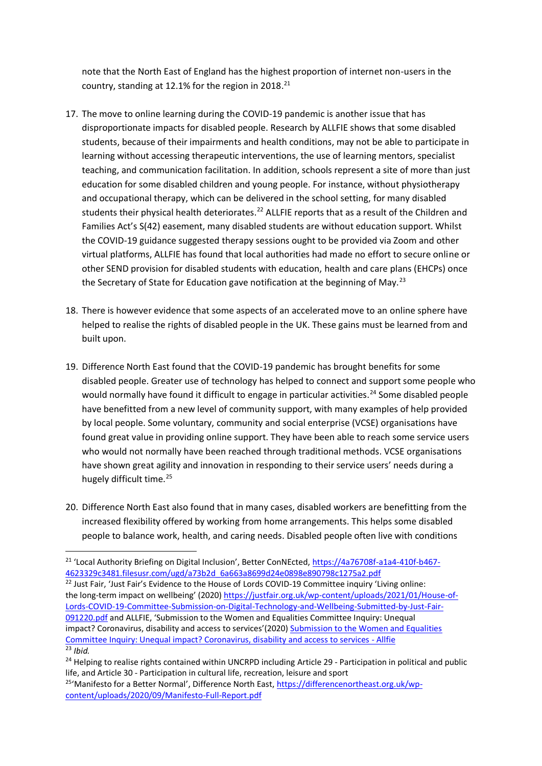note that the North East of England has the highest proportion of internet non-users in the country, standing at 12.1% for the region in 2018.[21]

17. The move to online learning during the COVID-19 pandemic is another issue that has disproportionate impacts for disabled people. Research by ALLFIE shows that some disabled students, because of their impairments and health conditions, may not be able to participate in learning without accessing therapeutic interventions, the use of learning mentors, specialist teaching, and communication facilitation. In addition, schools represent a site of more than just education for some disabled children and young people. For instance, without physiotherapy and occupational therapy, which can be delivered in the school setting, for many disabled students their physical health deteriorates.[22] ALLFIE reports that as a result of the Children and Families Act's S(42) easement, many disabled students are without education support. Whilst the COVID-19 guidance suggested therapy sessions ought to be provided via Zoom and other virtual platforms, ALLFIE has found that local authorities had made no effort to secure online or other SEND provision for disabled students with education, health and care plans (EHCPs) once the Secretary of State for Education gave notification at the beginning of May.[23]

18. There is however evidence that some aspects of an accelerated move to an online sphere have helped to realise the rights of disabled people in the UK. These gains must be learned from and built upon.

19. Difference North East found that the COVID-19 pandemic has brought benefits for some disabled people. Greater use of technology has helped to connect and support some people who would normally have found it difficult to engage in particular activities.[24] Some disabled people have benefitted from a new level of community support, with many examples of help provided by local people. Some voluntary, community and social enterprise (VCSE) organisations have found great value in providing online support. They have been able to reach some service users who would not normally have been reached through traditional methods. VCSE organisations have shown great agility and innovation in responding to their service users' needs during a hugely difficult time.[25]

20. Difference North East also found that in many cases, disabled workers are benefitting from the increased flexibility offered by working from home arrangements. This helps some disabled people to balance work, health, and caring needs. Disabled people often live with conditions

---

[21] 'Local Authority Briefing on Digital Inclusion', Better ConNEcted, https://4a76708f-a1a4-410f-b467-4623329c3481.filesusr.com/ugd/a73b2d_6a663a8699d24e0898e890798c1275a2.pdf

[22] Just Fair, 'Just Fair's Evidence to the House of Lords COVID-19 Committee inquiry 'Living online: the long-term impact on wellbeing' (2020) https://justfair.org.uk/wp-content/uploads/2021/01/House-of-Lords-COVID-19-Committee-Submission-on-Digital-Technology-and-Wellbeing-Submitted-by-Just-Fair-091220.pdf and ALLFIE, 'Submission to the Women and Equalities Committee Inquiry: Unequal impact? Coronavirus, disability and access to services'(2020) Submission to the Women and Equalities Committee Inquiry: Unequal impact? Coronavirus, disability and access to services - Allfie

[23] *Ibid.*

[24] Helping to realise rights contained within UNCRPD including Article 29 - Participation in political and public life, and Article 30 - Participation in cultural life, recreation, leisure and sport

[25] 'Manifesto for a Better Normal', Difference North East, https://differencenortheast.org.uk/wp-content/uploads/2020/09/Manifesto-Full-Report.pdf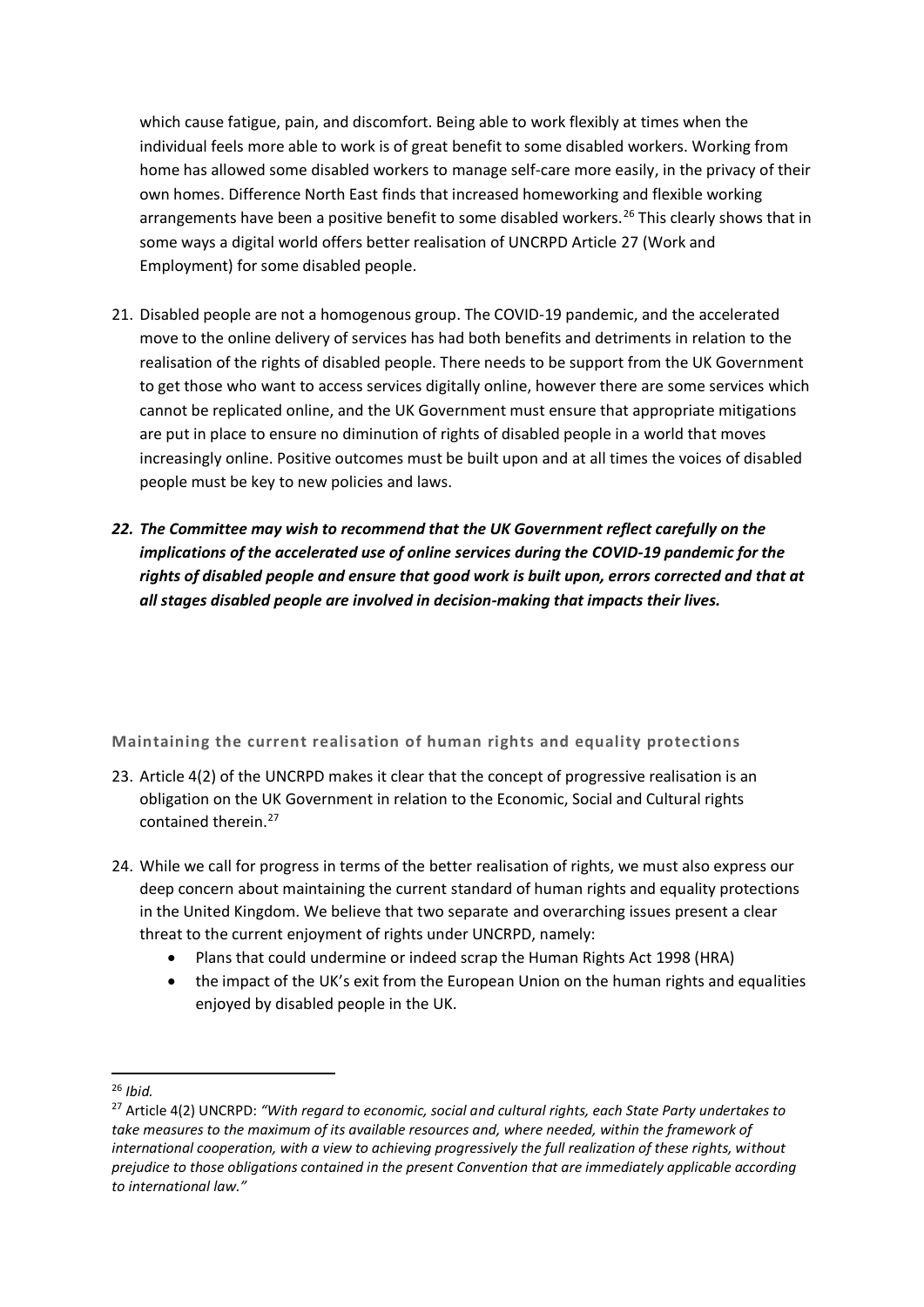which cause fatigue, pain, and discomfort. Being able to work flexibly at times when the individual feels more able to work is of great benefit to some disabled workers. Working from home has allowed some disabled workers to manage self-care more easily, in the privacy of their own homes. Difference North East finds that increased homeworking and flexible working arrangements have been a positive benefit to some disabled workers.[26] This clearly shows that in some ways a digital world offers better realisation of UNCRPD Article 27 (Work and Employment) for some disabled people.

21. Disabled people are not a homogenous group. The COVID-19 pandemic, and the accelerated move to the online delivery of services has had both benefits and detriments in relation to the realisation of the rights of disabled people. There needs to be support from the UK Government to get those who want to access services digitally online, however there are some services which cannot be replicated online, and the UK Government must ensure that appropriate mitigations are put in place to ensure no diminution of rights of disabled people in a world that moves increasingly online. Positive outcomes must be built upon and at all times the voices of disabled people must be key to new policies and laws.

22. ***The Committee may wish to recommend that the UK Government reflect carefully on the implications of the accelerated use of online services during the COVID-19 pandemic for the rights of disabled people and ensure that good work is built upon, errors corrected and that at all stages disabled people are involved in decision-making that impacts their lives.***

### Maintaining the current realisation of human rights and equality protections

23. Article 4(2) of the UNCRPD makes it clear that the concept of progressive realisation is an obligation on the UK Government in relation to the Economic, Social and Cultural rights contained therein.[27]

24. While we call for progress in terms of the better realisation of rights, we must also express our deep concern about maintaining the current standard of human rights and equality protections in the United Kingdom. We believe that two separate and overarching issues present a clear threat to the current enjoyment of rights under UNCRPD, namely:
    - Plans that could undermine or indeed scrap the Human Rights Act 1998 (HRA)
    - the impact of the UK's exit from the European Union on the human rights and equalities enjoyed by disabled people in the UK.

---

[26] *Ibid.*

[27] Article 4(2) UNCRPD: *"With regard to economic, social and cultural rights, each State Party undertakes to take measures to the maximum of its available resources and, where needed, within the framework of international cooperation, with a view to achieving progressively the full realization of these rights, without prejudice to those obligations contained in the present Convention that are immediately applicable according to international law."*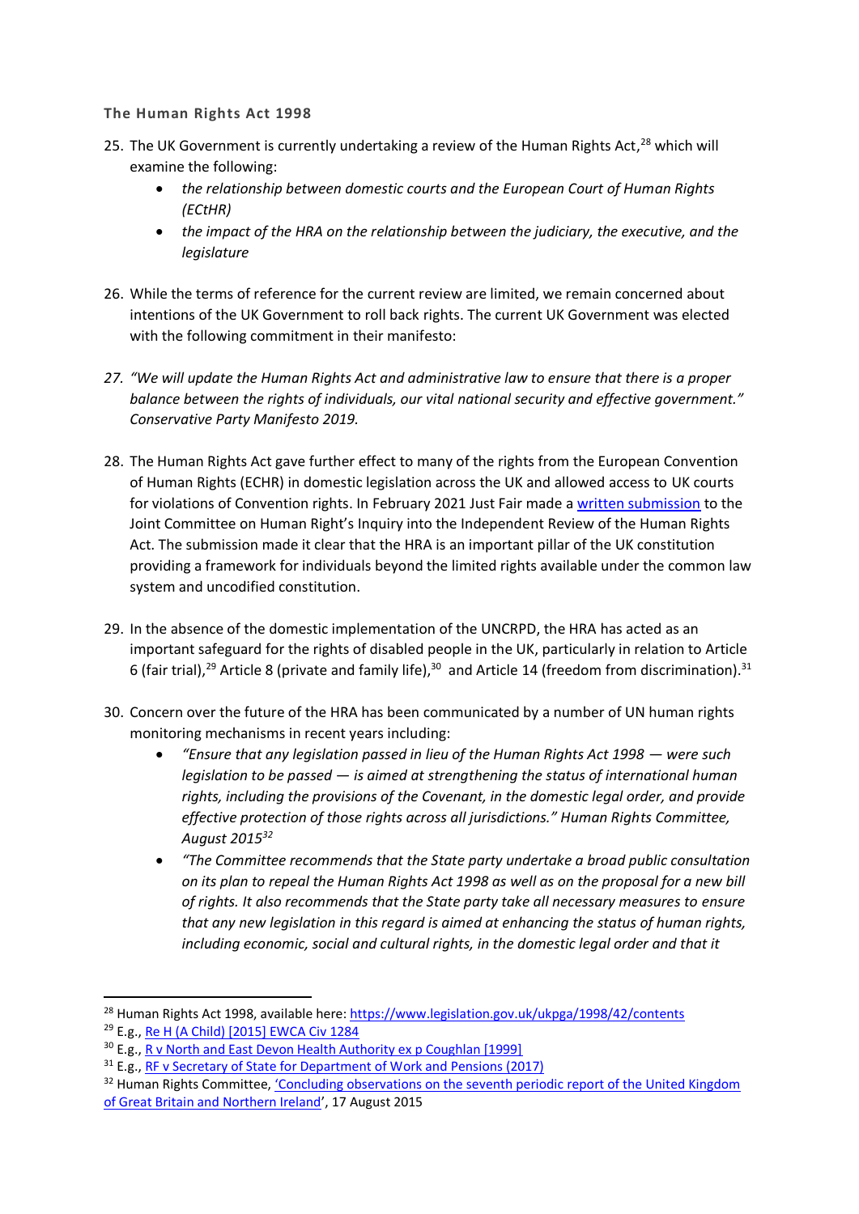### The Human Rights Act 1998

25. The UK Government is currently undertaking a review of the Human Rights Act,[28] which will examine the following:
    - *the relationship between domestic courts and the European Court of Human Rights (ECtHR)*
    - *the impact of the HRA on the relationship between the judiciary, the executive, and the legislature*

26. While the terms of reference for the current review are limited, we remain concerned about intentions of the UK Government to roll back rights. The current UK Government was elected with the following commitment in their manifesto:

27. *"We will update the Human Rights Act and administrative law to ensure that there is a proper balance between the rights of individuals, our vital national security and effective government." Conservative Party Manifesto 2019.*

28. The Human Rights Act gave further effect to many of the rights from the European Convention of Human Rights (ECHR) in domestic legislation across the UK and allowed access to UK courts for violations of Convention rights. In February 2021 Just Fair made a written submission to the Joint Committee on Human Right's Inquiry into the Independent Review of the Human Rights Act. The submission made it clear that the HRA is an important pillar of the UK constitution providing a framework for individuals beyond the limited rights available under the common law system and uncodified constitution.

29. In the absence of the domestic implementation of the UNCRPD, the HRA has acted as an important safeguard for the rights of disabled people in the UK, particularly in relation to Article 6 (fair trial),[29] Article 8 (private and family life),[30] and Article 14 (freedom from discrimination).[31]

30. Concern over the future of the HRA has been communicated by a number of UN human rights monitoring mechanisms in recent years including:
    - *"Ensure that any legislation passed in lieu of the Human Rights Act 1998 — were such legislation to be passed — is aimed at strengthening the status of international human rights, including the provisions of the Covenant, in the domestic legal order, and provide effective protection of those rights across all jurisdictions." Human Rights Committee, August 2015*[32]
    - *"The Committee recommends that the State party undertake a broad public consultation on its plan to repeal the Human Rights Act 1998 as well as on the proposal for a new bill of rights. It also recommends that the State party take all necessary measures to ensure that any new legislation in this regard is aimed at enhancing the status of human rights, including economic, social and cultural rights, in the domestic legal order and that it*

---

[28] Human Rights Act 1998, available here: https://www.legislation.gov.uk/ukpga/1998/42/contents

[29] E.g., Re H (A Child) [2015] EWCA Civ 1284

[30] E.g., R v North and East Devon Health Authority ex p Coughlan [1999]

[31] E.g., RF v Secretary of State for Department of Work and Pensions (2017)

[32] Human Rights Committee, 'Concluding observations on the seventh periodic report of the United Kingdom of Great Britain and Northern Ireland', 17 August 2015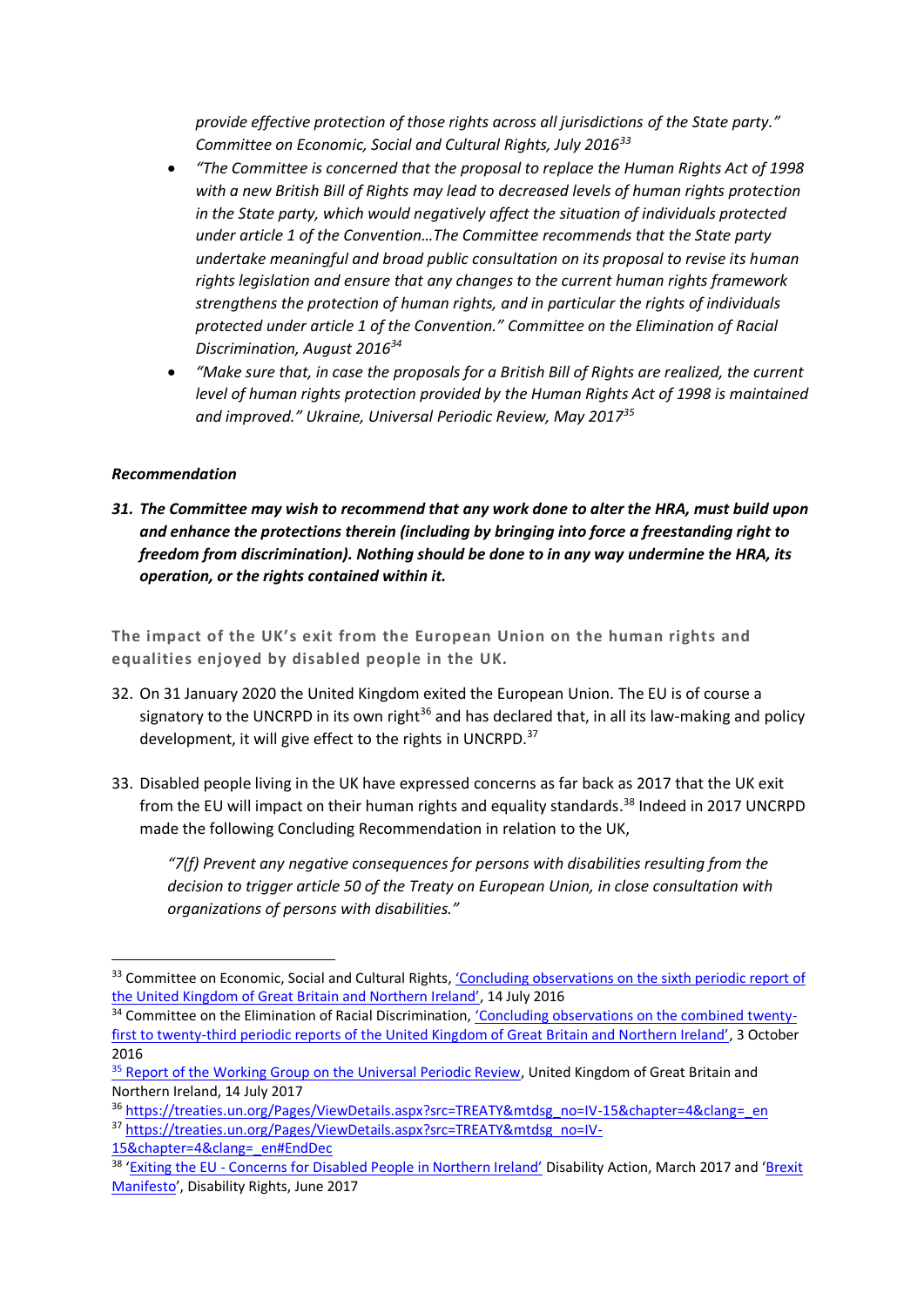*provide effective protection of those rights across all jurisdictions of the State party." Committee on Economic, Social and Cultural Rights, July 2016*[33]

- *"The Committee is concerned that the proposal to replace the Human Rights Act of 1998 with a new British Bill of Rights may lead to decreased levels of human rights protection in the State party, which would negatively affect the situation of individuals protected under article 1 of the Convention…The Committee recommends that the State party undertake meaningful and broad public consultation on its proposal to revise its human rights legislation and ensure that any changes to the current human rights framework strengthens the protection of human rights, and in particular the rights of individuals protected under article 1 of the Convention." Committee on the Elimination of Racial Discrimination, August 2016*[34]
- *"Make sure that, in case the proposals for a British Bill of Rights are realized, the current level of human rights protection provided by the Human Rights Act of 1998 is maintained and improved." Ukraine, Universal Periodic Review, May 2017*[35]

***Recommendation***

***31. The Committee may wish to recommend that any work done to alter the HRA, must build upon and enhance the protections therein (including by bringing into force a freestanding right to freedom from discrimination). Nothing should be done to in any way undermine the HRA, its operation, or the rights contained within it.***

**The impact of the UK's exit from the European Union on the human rights and equalities enjoyed by disabled people in the UK.**

32. On 31 January 2020 the United Kingdom exited the European Union. The EU is of course a signatory to the UNCRPD in its own right[36] and has declared that, in all its law-making and policy development, it will give effect to the rights in UNCRPD.[37]

33. Disabled people living in the UK have expressed concerns as far back as 2017 that the UK exit from the EU will impact on their human rights and equality standards.[38] Indeed in 2017 UNCRPD made the following Concluding Recommendation in relation to the UK,

    *"7(f) Prevent any negative consequences for persons with disabilities resulting from the decision to trigger article 50 of the Treaty on European Union, in close consultation with organizations of persons with disabilities."*

---

[33] Committee on Economic, Social and Cultural Rights, 'Concluding observations on the sixth periodic report of the United Kingdom of Great Britain and Northern Ireland', 14 July 2016

[34] Committee on the Elimination of Racial Discrimination, 'Concluding observations on the combined twenty-first to twenty-third periodic reports of the United Kingdom of Great Britain and Northern Ireland', 3 October 2016

[35] Report of the Working Group on the Universal Periodic Review, United Kingdom of Great Britain and Northern Ireland, 14 July 2017

[36] https://treaties.un.org/Pages/ViewDetails.aspx?src=TREATY&mtdsg_no=IV-15&chapter=4&clang=_en

[37] https://treaties.un.org/Pages/ViewDetails.aspx?src=TREATY&mtdsg_no=IV-15&chapter=4&clang=_en#EndDec

[38] 'Exiting the EU - Concerns for Disabled People in Northern Ireland' Disability Action, March 2017 and 'Brexit Manifesto', Disability Rights, June 2017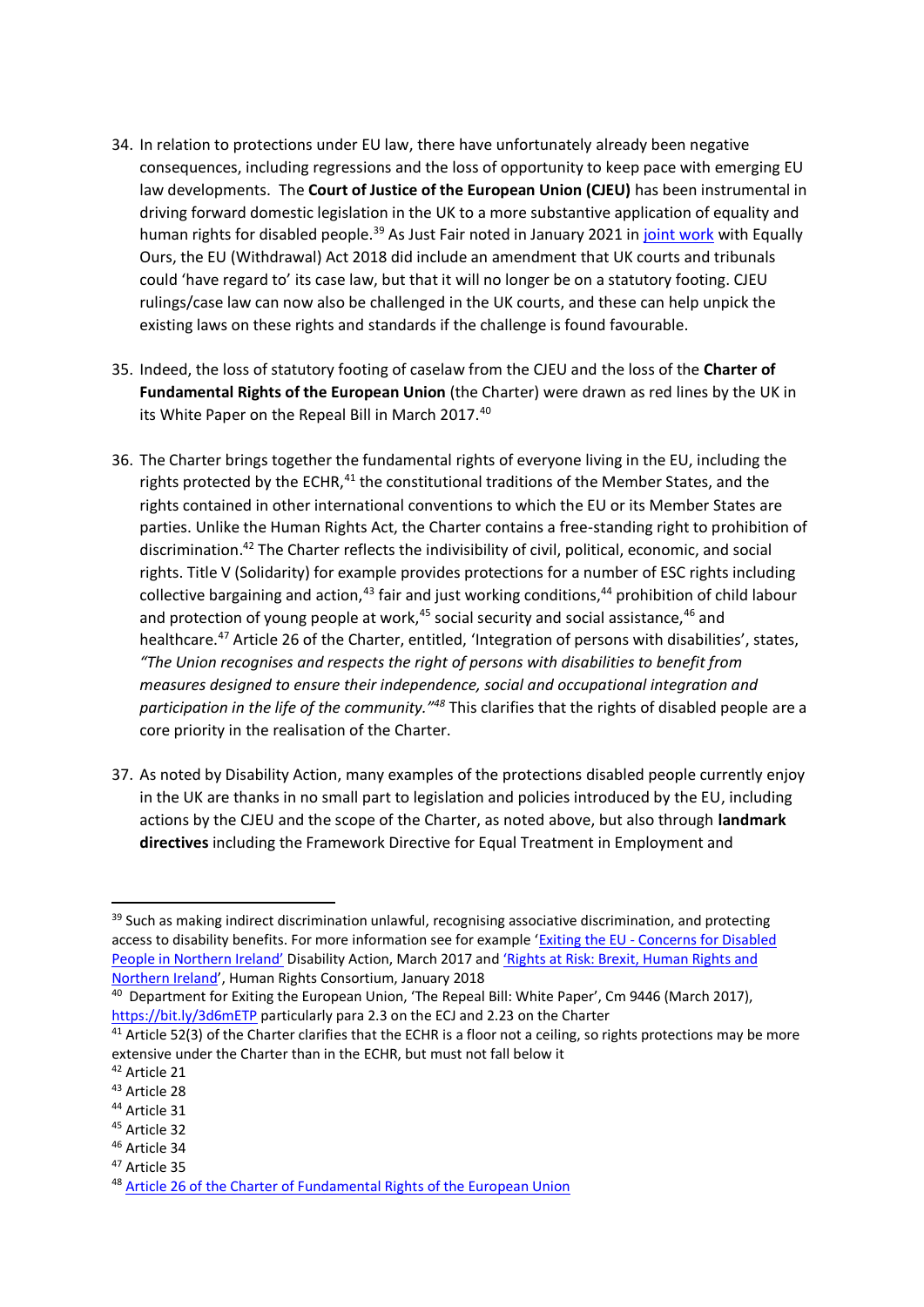34. In relation to protections under EU law, there have unfortunately already been negative consequences, including regressions and the loss of opportunity to keep pace with emerging EU law developments. The **Court of Justice of the European Union (CJEU)** has been instrumental in driving forward domestic legislation in the UK to a more substantive application of equality and human rights for disabled people.[39] As Just Fair noted in January 2021 in joint work with Equally Ours, the EU (Withdrawal) Act 2018 did include an amendment that UK courts and tribunals could 'have regard to' its case law, but that it will no longer be on a statutory footing. CJEU rulings/case law can now also be challenged in the UK courts, and these can help unpick the existing laws on these rights and standards if the challenge is found favourable.

35. Indeed, the loss of statutory footing of caselaw from the CJEU and the loss of the **Charter of Fundamental Rights of the European Union** (the Charter) were drawn as red lines by the UK in its White Paper on the Repeal Bill in March 2017.[40]

36. The Charter brings together the fundamental rights of everyone living in the EU, including the rights protected by the ECHR,[41] the constitutional traditions of the Member States, and the rights contained in other international conventions to which the EU or its Member States are parties. Unlike the Human Rights Act, the Charter contains a free-standing right to prohibition of discrimination.[42] The Charter reflects the indivisibility of civil, political, economic, and social rights. Title V (Solidarity) for example provides protections for a number of ESC rights including collective bargaining and action,[43] fair and just working conditions,[44] prohibition of child labour and protection of young people at work,[45] social security and social assistance,[46] and healthcare.[47] Article 26 of the Charter, entitled, 'Integration of persons with disabilities', states, *"The Union recognises and respects the right of persons with disabilities to benefit from measures designed to ensure their independence, social and occupational integration and participation in the life of the community."*[48] This clarifies that the rights of disabled people are a core priority in the realisation of the Charter.

37. As noted by Disability Action, many examples of the protections disabled people currently enjoy in the UK are thanks in no small part to legislation and policies introduced by the EU, including actions by the CJEU and the scope of the Charter, as noted above, but also through **landmark directives** including the Framework Directive for Equal Treatment in Employment and

---

[39] Such as making indirect discrimination unlawful, recognising associative discrimination, and protecting access to disability benefits. For more information see for example 'Exiting the EU - Concerns for Disabled People in Northern Ireland' Disability Action, March 2017 and 'Rights at Risk: Brexit, Human Rights and Northern Ireland', Human Rights Consortium, January 2018

[40] Department for Exiting the European Union, 'The Repeal Bill: White Paper', Cm 9446 (March 2017), https://bit.ly/3d6mETP particularly para 2.3 on the ECJ and 2.23 on the Charter

[41] Article 52(3) of the Charter clarifies that the ECHR is a floor not a ceiling, so rights protections may be more extensive under the Charter than in the ECHR, but must not fall below it

[42] Article 21

[43] Article 28

[44] Article 31

[45] Article 32

[46] Article 34

[47] Article 35

[48] Article 26 of the Charter of Fundamental Rights of the European Union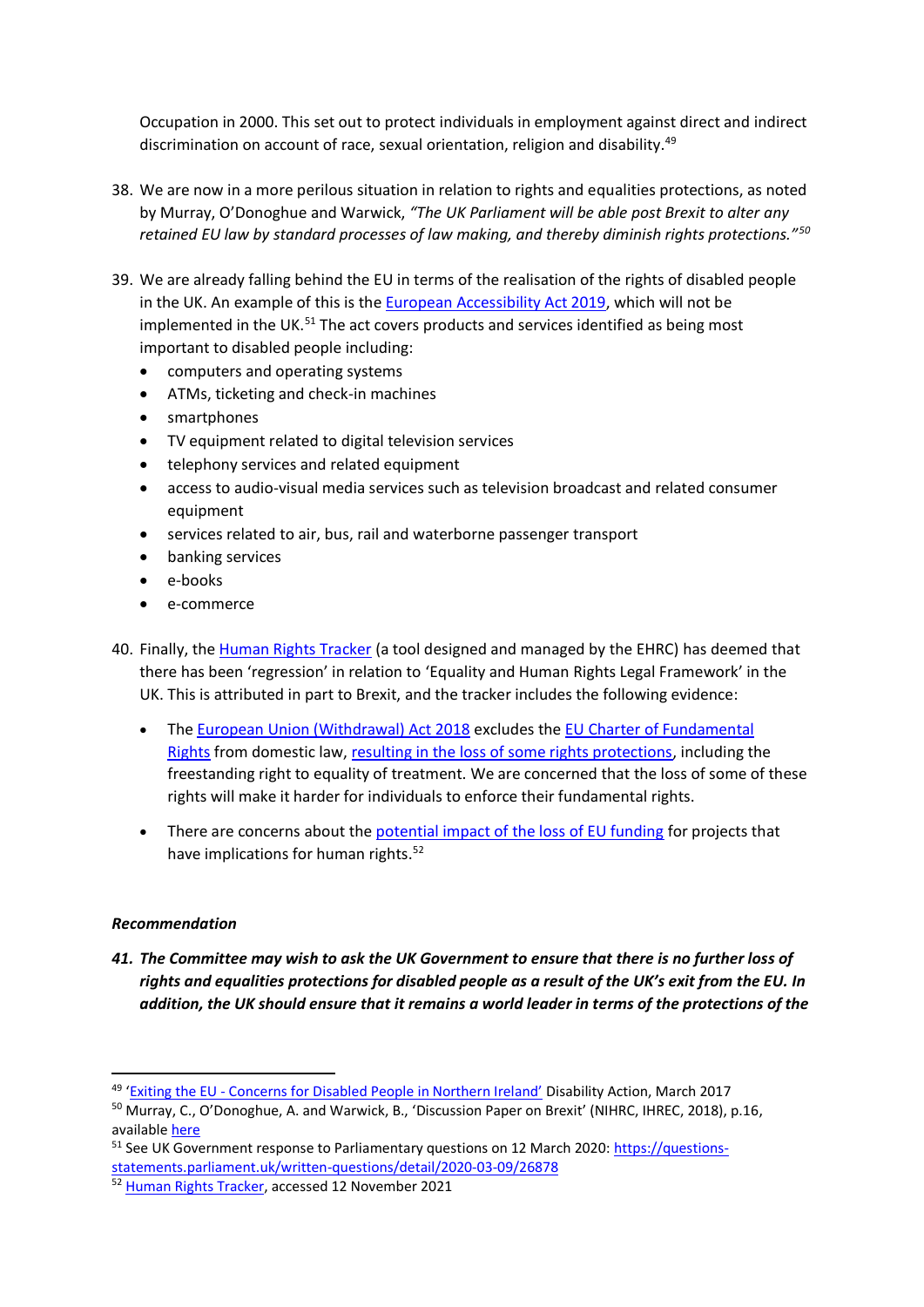Occupation in 2000. This set out to protect individuals in employment against direct and indirect discrimination on account of race, sexual orientation, religion and disability.[49]

38. We are now in a more perilous situation in relation to rights and equalities protections, as noted by Murray, O'Donoghue and Warwick, *"The UK Parliament will be able post Brexit to alter any retained EU law by standard processes of law making, and thereby diminish rights protections."*[50]

39. We are already falling behind the EU in terms of the realisation of the rights of disabled people in the UK. An example of this is the European Accessibility Act 2019, which will not be implemented in the UK.[51] The act covers products and services identified as being most important to disabled people including:
    - computers and operating systems
    - ATMs, ticketing and check-in machines
    - smartphones
    - TV equipment related to digital television services
    - telephony services and related equipment
    - access to audio-visual media services such as television broadcast and related consumer equipment
    - services related to air, bus, rail and waterborne passenger transport
    - banking services
    - e-books
    - e-commerce

40. Finally, the Human Rights Tracker (a tool designed and managed by the EHRC) has deemed that there has been 'regression' in relation to 'Equality and Human Rights Legal Framework' in the UK. This is attributed in part to Brexit, and the tracker includes the following evidence:

    - The European Union (Withdrawal) Act 2018 excludes the EU Charter of Fundamental Rights from domestic law, resulting in the loss of some rights protections, including the freestanding right to equality of treatment. We are concerned that the loss of some of these rights will make it harder for individuals to enforce their fundamental rights.

    - There are concerns about the potential impact of the loss of EU funding for projects that have implications for human rights.[52]

***Recommendation***

***41. The Committee may wish to ask the UK Government to ensure that there is no further loss of rights and equalities protections for disabled people as a result of the UK's exit from the EU. In addition, the UK should ensure that it remains a world leader in terms of the protections of the***

---

[49] 'Exiting the EU - Concerns for Disabled People in Northern Ireland' Disability Action, March 2017

[50] Murray, C., O'Donoghue, A. and Warwick, B., 'Discussion Paper on Brexit' (NIHRC, IHREC, 2018), p.16, available here

[51] See UK Government response to Parliamentary questions on 12 March 2020: https://questions-statements.parliament.uk/written-questions/detail/2020-03-09/26878

[52] Human Rights Tracker, accessed 12 November 2021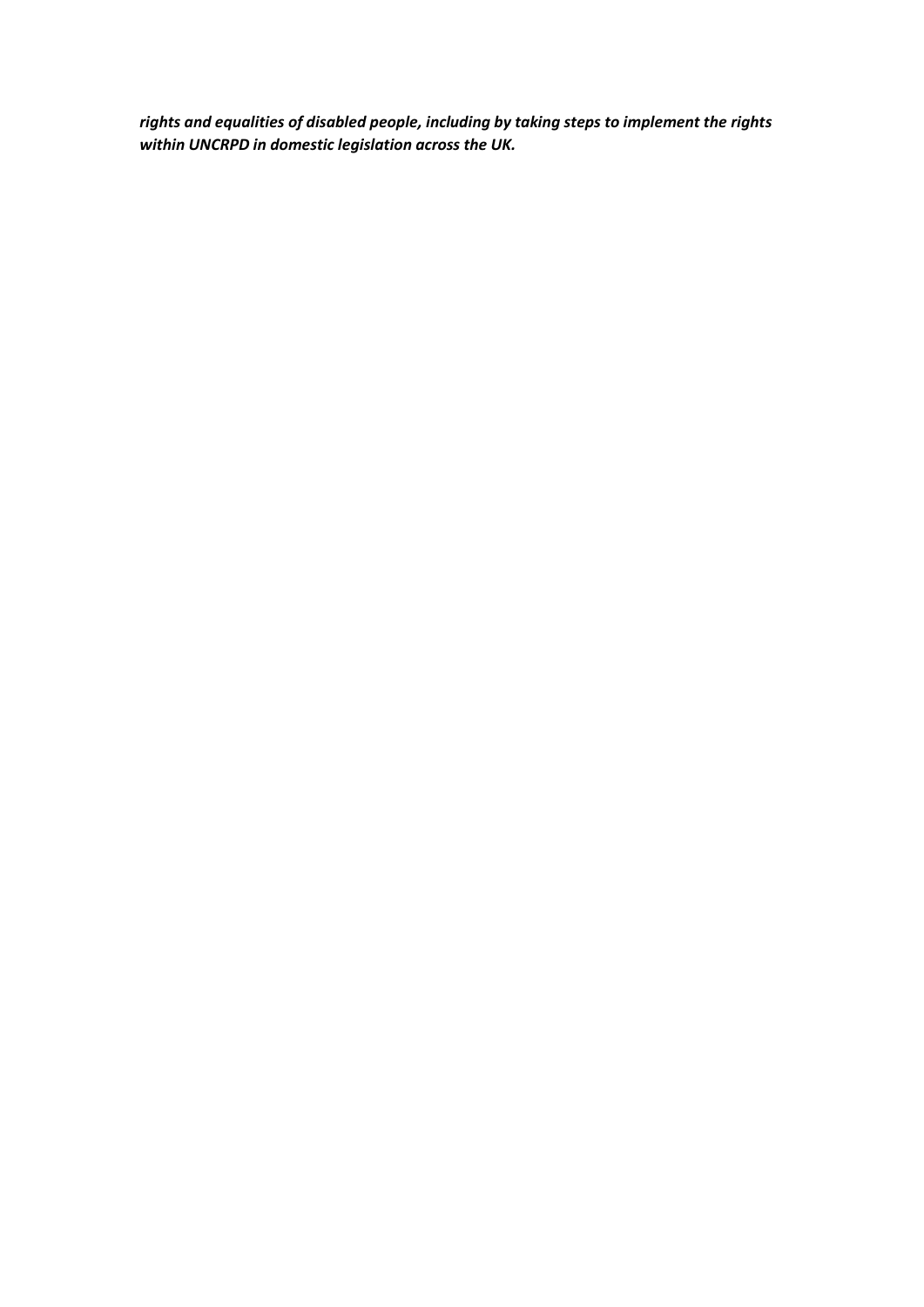***rights and equalities of disabled people, including by taking steps to implement the rights within UNCRPD in domestic legislation across the UK.***